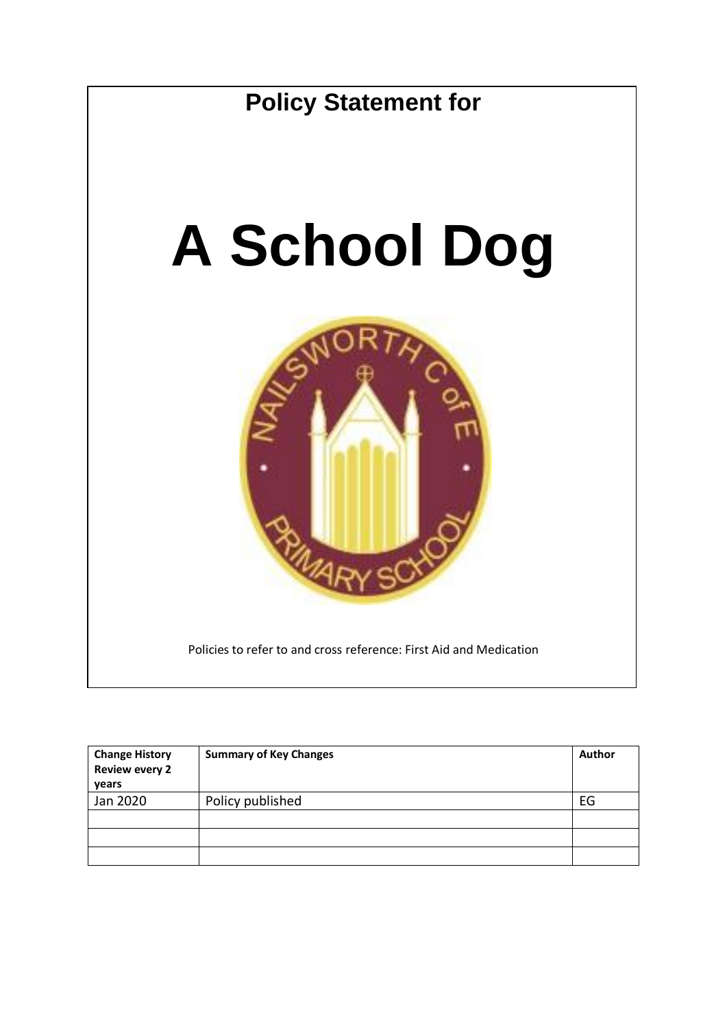**Policy Statement for**

# A School Dog

Policies to refer to and cross reference: First Aid and Medication

| Change History Review every 2 years | Summary of Key Changes | Author |
|---|---|---|
| Jan 2020 | Policy published | EG |
| | | |
| | | |
| | | |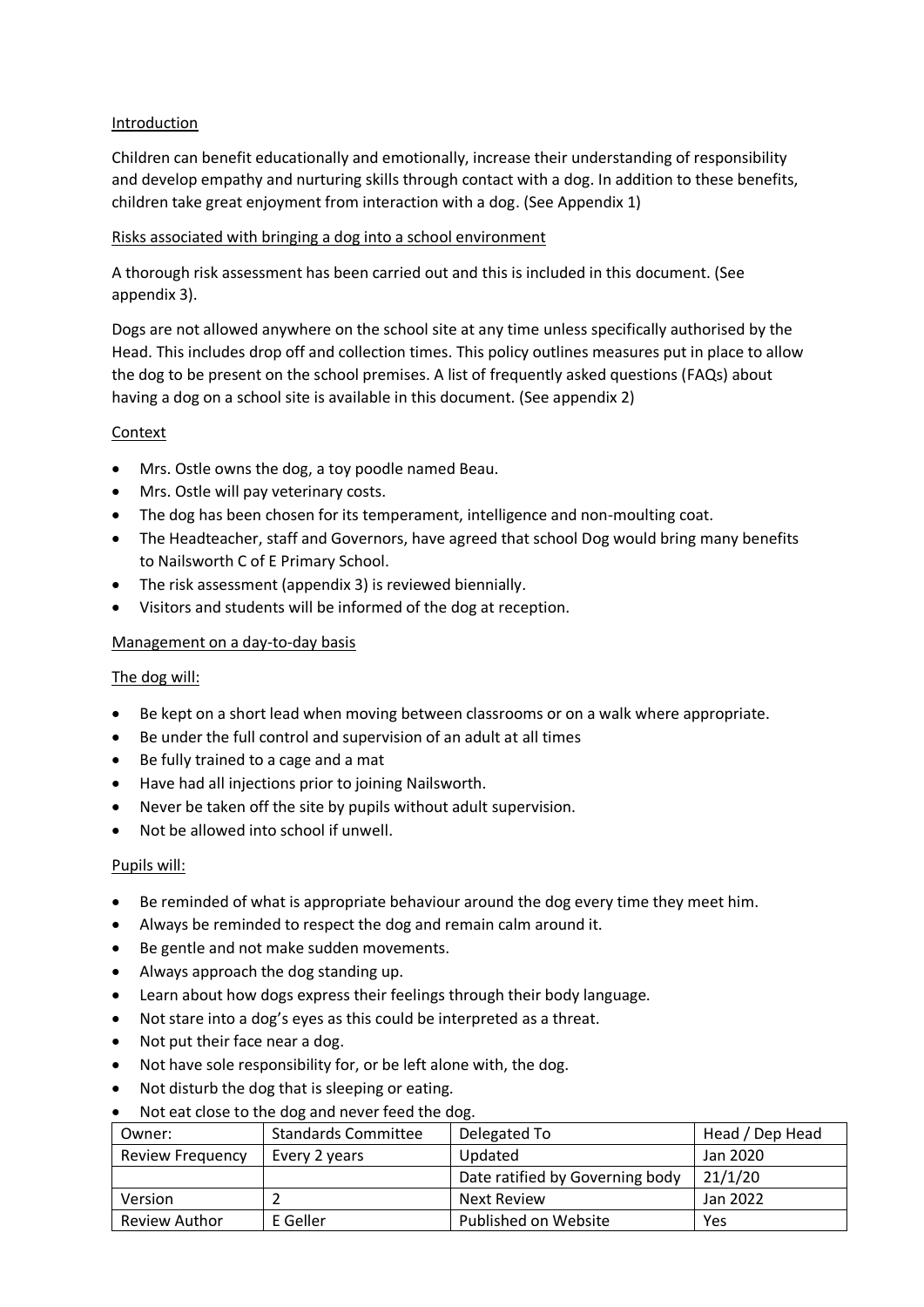## Introduction

Children can benefit educationally and emotionally, increase their understanding of responsibility and develop empathy and nurturing skills through contact with a dog. In addition to these benefits, children take great enjoyment from interaction with a dog. (See Appendix 1)

## Risks associated with bringing a dog into a school environment

A thorough risk assessment has been carried out and this is included in this document. (See appendix 3).

Dogs are not allowed anywhere on the school site at any time unless specifically authorised by the Head. This includes drop off and collection times. This policy outlines measures put in place to allow the dog to be present on the school premises. A list of frequently asked questions (FAQs) about having a dog on a school site is available in this document. (See appendix 2)

## Context

- Mrs. Ostle owns the dog, a toy poodle named Beau.
- Mrs. Ostle will pay veterinary costs.
- The dog has been chosen for its temperament, intelligence and non-moulting coat.
- The Headteacher, staff and Governors, have agreed that school Dog would bring many benefits to Nailsworth C of E Primary School.
- The risk assessment (appendix 3) is reviewed biennially.
- Visitors and students will be informed of the dog at reception.

## Management on a day-to-day basis

### The dog will:

- Be kept on a short lead when moving between classrooms or on a walk where appropriate.
- Be under the full control and supervision of an adult at all times
- Be fully trained to a cage and a mat
- Have had all injections prior to joining Nailsworth.
- Never be taken off the site by pupils without adult supervision.
- Not be allowed into school if unwell.

### Pupils will:

- Be reminded of what is appropriate behaviour around the dog every time they meet him.
- Always be reminded to respect the dog and remain calm around it.
- Be gentle and not make sudden movements.
- Always approach the dog standing up.
- Learn about how dogs express their feelings through their body language.
- Not stare into a dog's eyes as this could be interpreted as a threat.
- Not put their face near a dog.
- Not have sole responsibility for, or be left alone with, the dog.
- Not disturb the dog that is sleeping or eating.
- Not eat close to the dog and never feed the dog.

| Owner: | Standards Committee | Delegated To | Head / Dep Head |
|---|---|---|---|
| Review Frequency | Every 2 years | Updated | Jan 2020 |
| | | Date ratified by Governing body | 21/1/20 |
| Version | 2 | Next Review | Jan 2022 |
| Review Author | E Geller | Published on Website | Yes |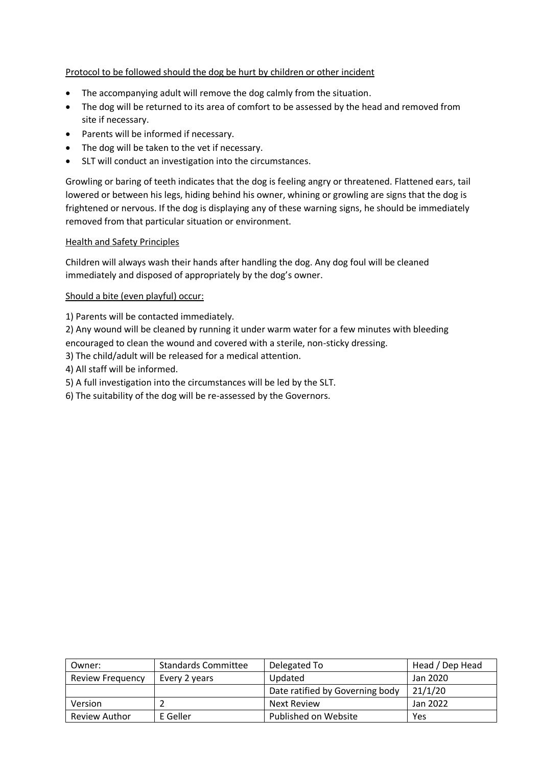Protocol to be followed should the dog be hurt by children or other incident

- The accompanying adult will remove the dog calmly from the situation.
- The dog will be returned to its area of comfort to be assessed by the head and removed from site if necessary.
- Parents will be informed if necessary.
- The dog will be taken to the vet if necessary.
- SLT will conduct an investigation into the circumstances.

Growling or baring of teeth indicates that the dog is feeling angry or threatened. Flattened ears, tail lowered or between his legs, hiding behind his owner, whining or growling are signs that the dog is frightened or nervous. If the dog is displaying any of these warning signs, he should be immediately removed from that particular situation or environment.

Health and Safety Principles

Children will always wash their hands after handling the dog. Any dog foul will be cleaned immediately and disposed of appropriately by the dog's owner.

Should a bite (even playful) occur:

1) Parents will be contacted immediately.
2) Any wound will be cleaned by running it under warm water for a few minutes with bleeding encouraged to clean the wound and covered with a sterile, non-sticky dressing.
3) The child/adult will be released for a medical attention.
4) All staff will be informed.
5) A full investigation into the circumstances will be led by the SLT.
6) The suitability of the dog will be re-assessed by the Governors.

| Owner: | Standards Committee | Delegated To | Head / Dep Head |
|---|---|---|---|
| Review Frequency | Every 2 years | Updated | Jan 2020 |
| | | Date ratified by Governing body | 21/1/20 |
| Version | 2 | Next Review | Jan 2022 |
| Review Author | E Geller | Published on Website | Yes |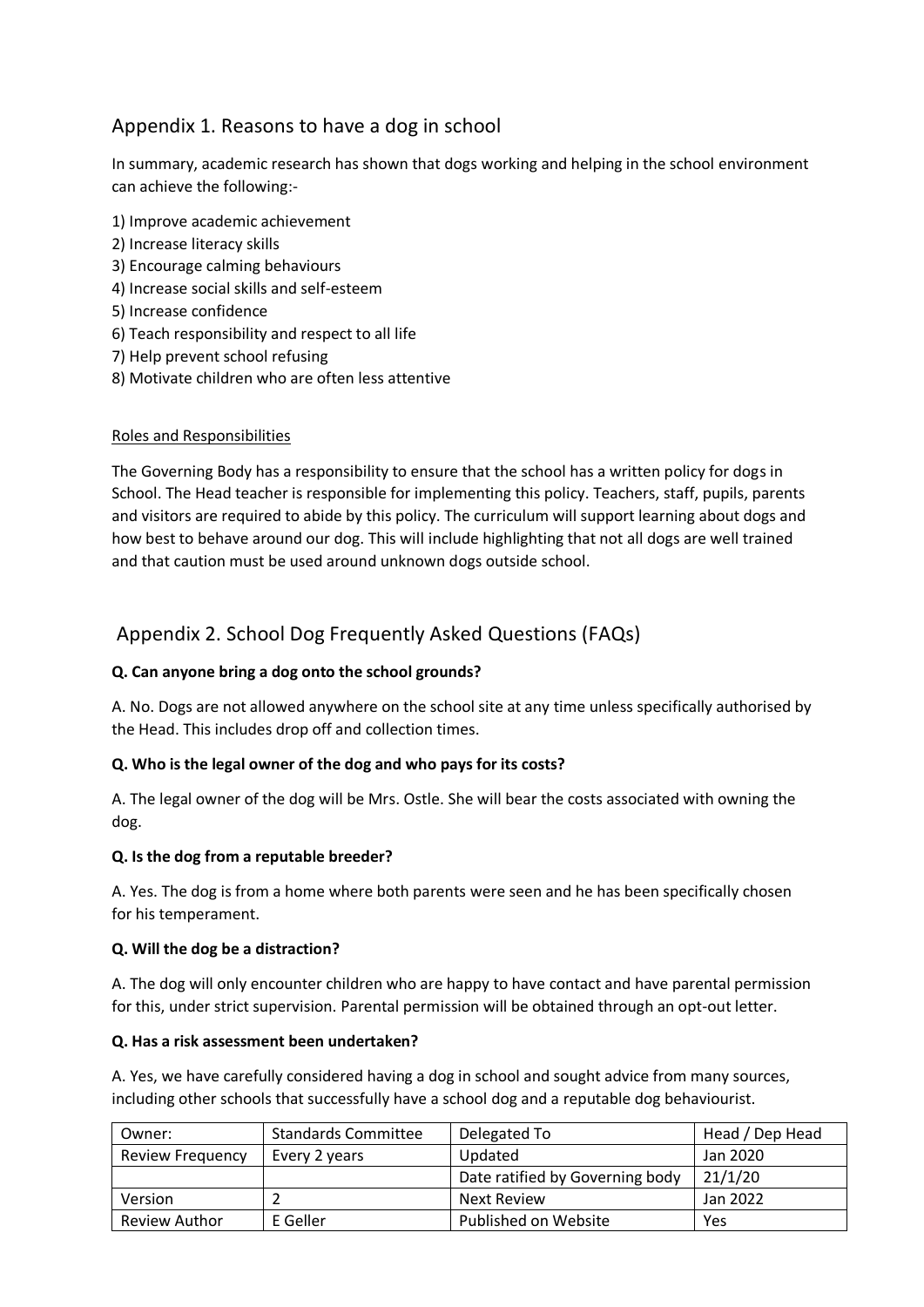## Appendix 1. Reasons to have a dog in school

In summary, academic research has shown that dogs working and helping in the school environment can achieve the following:-

1) Improve academic achievement
2) Increase literacy skills
3) Encourage calming behaviours
4) Increase social skills and self-esteem
5) Increase confidence
6) Teach responsibility and respect to all life
7) Help prevent school refusing
8) Motivate children who are often less attentive

### Roles and Responsibilities

The Governing Body has a responsibility to ensure that the school has a written policy for dogs in School. The Head teacher is responsible for implementing this policy. Teachers, staff, pupils, parents and visitors are required to abide by this policy. The curriculum will support learning about dogs and how best to behave around our dog. This will include highlighting that not all dogs are well trained and that caution must be used around unknown dogs outside school.

## Appendix 2. School Dog Frequently Asked Questions (FAQs)

**Q. Can anyone bring a dog onto the school grounds?**

A. No. Dogs are not allowed anywhere on the school site at any time unless specifically authorised by the Head. This includes drop off and collection times.

**Q. Who is the legal owner of the dog and who pays for its costs?**

A. The legal owner of the dog will be Mrs. Ostle. She will bear the costs associated with owning the dog.

**Q. Is the dog from a reputable breeder?**

A. Yes. The dog is from a home where both parents were seen and he has been specifically chosen for his temperament.

**Q. Will the dog be a distraction?**

A. The dog will only encounter children who are happy to have contact and have parental permission for this, under strict supervision. Parental permission will be obtained through an opt-out letter.

**Q. Has a risk assessment been undertaken?**

A. Yes, we have carefully considered having a dog in school and sought advice from many sources, including other schools that successfully have a school dog and a reputable dog behaviourist.

| Owner: | Standards Committee | Delegated To | Head / Dep Head |
|---|---|---|---|
| Review Frequency | Every 2 years | Updated | Jan 2020 |
| | | Date ratified by Governing body | 21/1/20 |
| Version | 2 | Next Review | Jan 2022 |
| Review Author | E Geller | Published on Website | Yes |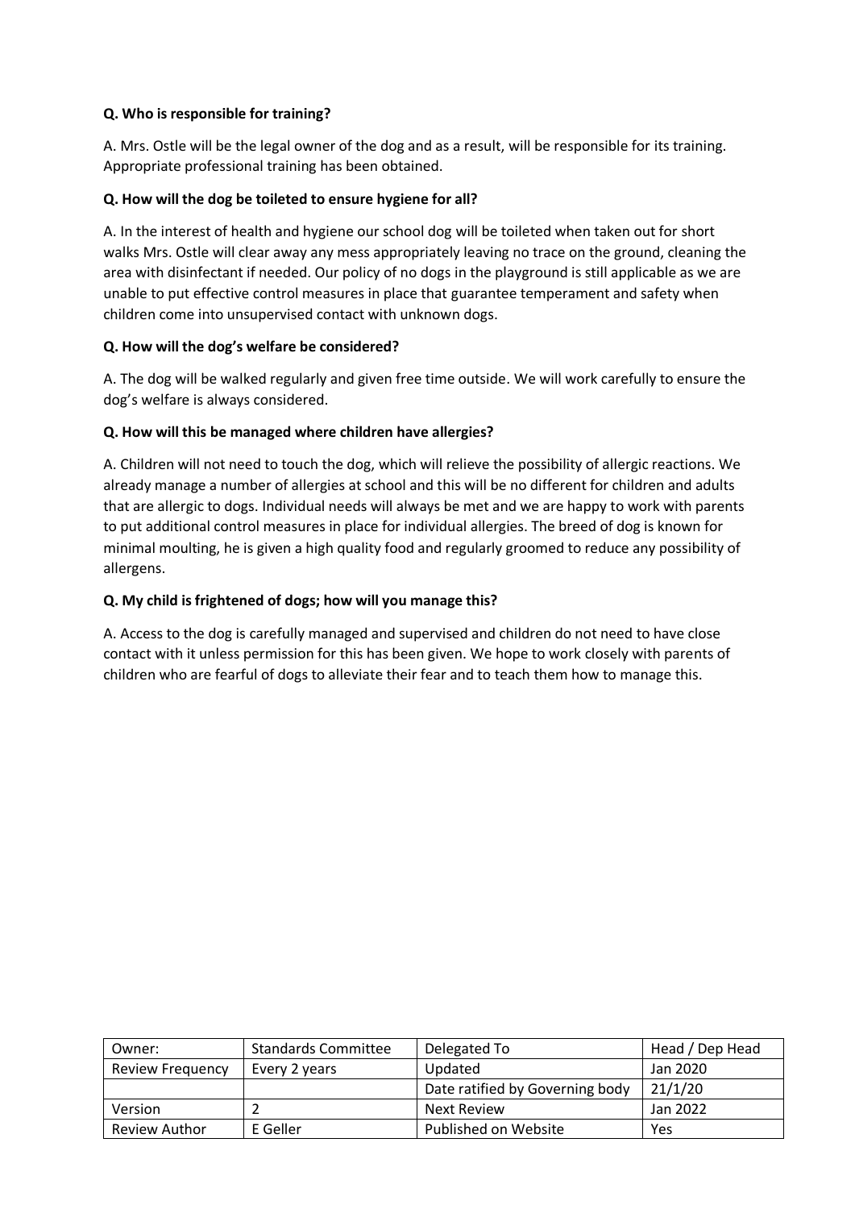**Q. Who is responsible for training?**

A. Mrs. Ostle will be the legal owner of the dog and as a result, will be responsible for its training. Appropriate professional training has been obtained.

**Q. How will the dog be toileted to ensure hygiene for all?**

A. In the interest of health and hygiene our school dog will be toileted when taken out for short walks Mrs. Ostle will clear away any mess appropriately leaving no trace on the ground, cleaning the area with disinfectant if needed. Our policy of no dogs in the playground is still applicable as we are unable to put effective control measures in place that guarantee temperament and safety when children come into unsupervised contact with unknown dogs.

**Q. How will the dog's welfare be considered?**

A. The dog will be walked regularly and given free time outside. We will work carefully to ensure the dog's welfare is always considered.

**Q. How will this be managed where children have allergies?**

A. Children will not need to touch the dog, which will relieve the possibility of allergic reactions. We already manage a number of allergies at school and this will be no different for children and adults that are allergic to dogs. Individual needs will always be met and we are happy to work with parents to put additional control measures in place for individual allergies. The breed of dog is known for minimal moulting, he is given a high quality food and regularly groomed to reduce any possibility of allergens.

**Q. My child is frightened of dogs; how will you manage this?**

A. Access to the dog is carefully managed and supervised and children do not need to have close contact with it unless permission for this has been given. We hope to work closely with parents of children who are fearful of dogs to alleviate their fear and to teach them how to manage this.

| Owner: | Standards Committee | Delegated To | Head / Dep Head |
|---|---|---|---|
| Review Frequency | Every 2 years | Updated | Jan 2020 |
| | | Date ratified by Governing body | 21/1/20 |
| Version | 2 | Next Review | Jan 2022 |
| Review Author | E Geller | Published on Website | Yes |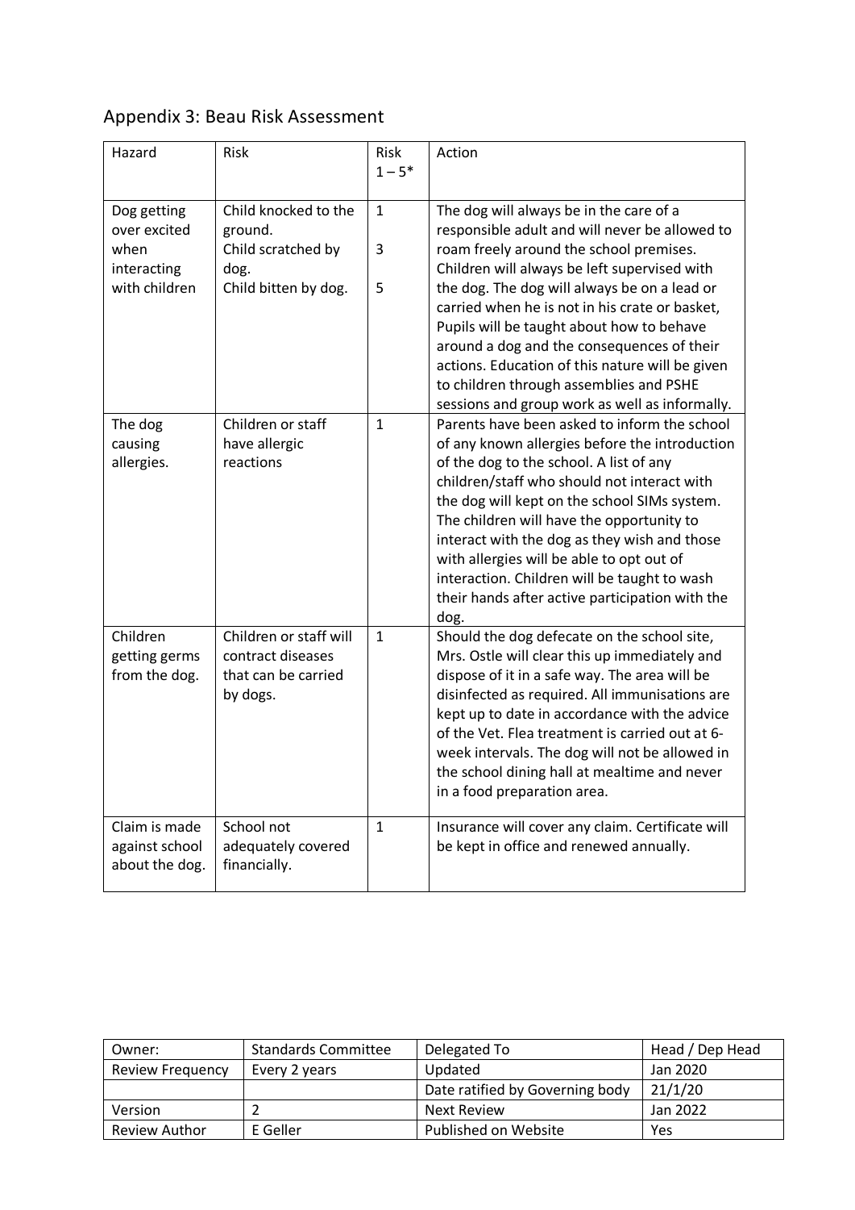## Appendix 3: Beau Risk Assessment

| Hazard | Risk | Risk 1 – 5* | Action |
|---|---|---|---|
| Dog getting over excited when interacting with children | Child knocked to the ground.<br>Child scratched by dog.<br>Child bitten by dog. | 1<br>3<br>5 | The dog will always be in the care of a responsible adult and will never be allowed to roam freely around the school premises. Children will always be left supervised with the dog. The dog will always be on a lead or carried when he is not in his crate or basket, Pupils will be taught about how to behave around a dog and the consequences of their actions. Education of this nature will be given to children through assemblies and PSHE sessions and group work as well as informally. |
| The dog causing allergies. | Children or staff have allergic reactions | 1 | Parents have been asked to inform the school of any known allergies before the introduction of the dog to the school. A list of any children/staff who should not interact with the dog will kept on the school SIMs system. The children will have the opportunity to interact with the dog as they wish and those with allergies will be able to opt out of interaction. Children will be taught to wash their hands after active participation with the dog. |
| Children getting germs from the dog. | Children or staff will contract diseases that can be carried by dogs. | 1 | Should the dog defecate on the school site, Mrs. Ostle will clear this up immediately and dispose of it in a safe way. The area will be disinfected as required. All immunisations are kept up to date in accordance with the advice of the Vet. Flea treatment is carried out at 6-week intervals. The dog will not be allowed in the school dining hall at mealtime and never in a food preparation area. |
| Claim is made against school about the dog. | School not adequately covered financially. | 1 | Insurance will cover any claim. Certificate will be kept in office and renewed annually. |

| | | | |
|---|---|---|---|
| Owner: | Standards Committee | Delegated To | Head / Dep Head |
| Review Frequency | Every 2 years | Updated | Jan 2020 |
| | | Date ratified by Governing body | 21/1/20 |
| Version | 2 | Next Review | Jan 2022 |
| Review Author | E Geller | Published on Website | Yes |